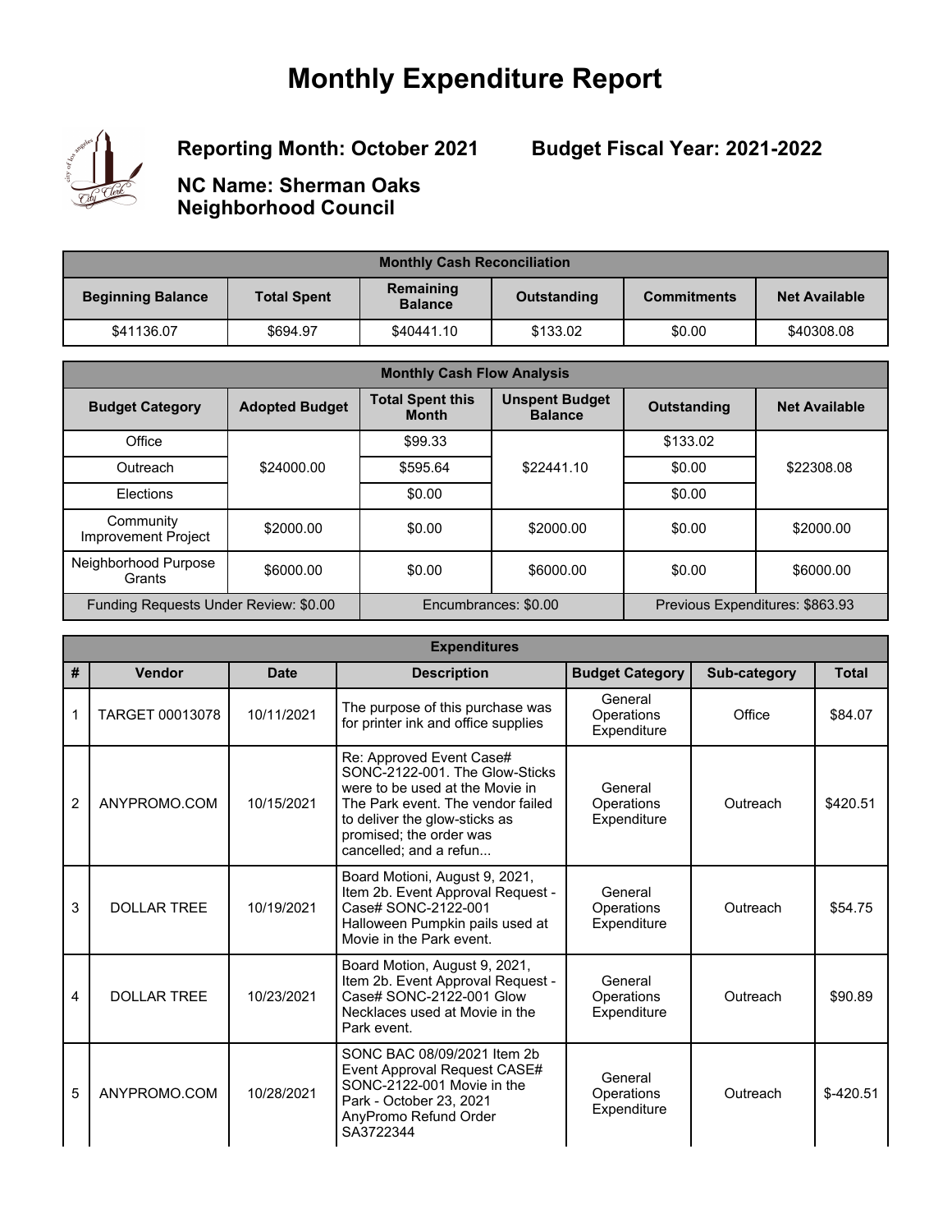# Monthly Expenditure Report

**Reporting Month: October 2021** **Budget Fiscal Year: 2021-2022**

**NC Name: Sherman Oaks Neighborhood Council**

| Monthly Cash Reconciliation | | | | | |
|---|---|---|---|---|---|
| **Beginning Balance** | **Total Spent** | **Remaining Balance** | **Outstanding** | **Commitments** | **Net Available** |
| $41136.07 | $694.97 | $40441.10 | $133.02 | $0.00 | $40308.08 |

| Monthly Cash Flow Analysis | | | | | |
|---|---|---|---|---|---|
| **Budget Category** | **Adopted Budget** | **Total Spent this Month** | **Unspent Budget Balance** | **Outstanding** | **Net Available** |
| Office | $24000.00 | $99.33 | $22441.10 | $133.02 | $22308.08 |
| Outreach | | $595.64 | | $0.00 | |
| Elections | | $0.00 | | $0.00 | |
| Community Improvement Project | $2000.00 | $0.00 | $2000.00 | $0.00 | $2000.00 |
| Neighborhood Purpose Grants | $6000.00 | $0.00 | $6000.00 | $0.00 | $6000.00 |
| Funding Requests Under Review: $0.00 | | Encumbrances: $0.00 | | Previous Expenditures: $863.93 | |

| Expenditures | | | | | | |
|---|---|---|---|---|---|---|
| **#** | **Vendor** | **Date** | **Description** | **Budget Category** | **Sub-category** | **Total** |
| 1 | TARGET 00013078 | 10/11/2021 | The purpose of this purchase was for printer ink and office supplies | General Operations Expenditure | Office | $84.07 |
| 2 | ANYPROMO.COM | 10/15/2021 | Re: Approved Event Case# SONC-2122-001. The Glow-Sticks were to be used at the Movie in The Park event. The vendor failed to deliver the glow-sticks as promised; the order was cancelled; and a refun... | General Operations Expenditure | Outreach | $420.51 |
| 3 | DOLLAR TREE | 10/19/2021 | Board Motioni, August 9, 2021, Item 2b. Event Approval Request - Case# SONC-2122-001 Halloween Pumpkin pails used at Movie in the Park event. | General Operations Expenditure | Outreach | $54.75 |
| 4 | DOLLAR TREE | 10/23/2021 | Board Motion, August 9, 2021, Item 2b. Event Approval Request - Case# SONC-2122-001 Glow Necklaces used at Movie in the Park event. | General Operations Expenditure | Outreach | $90.89 |
| 5 | ANYPROMO.COM | 10/28/2021 | SONC BAC 08/09/2021 Item 2b Event Approval Request CASE# SONC-2122-001 Movie in the Park - October 23, 2021 AnyPromo Refund Order SA3722344 | General Operations Expenditure | Outreach | $-420.51 |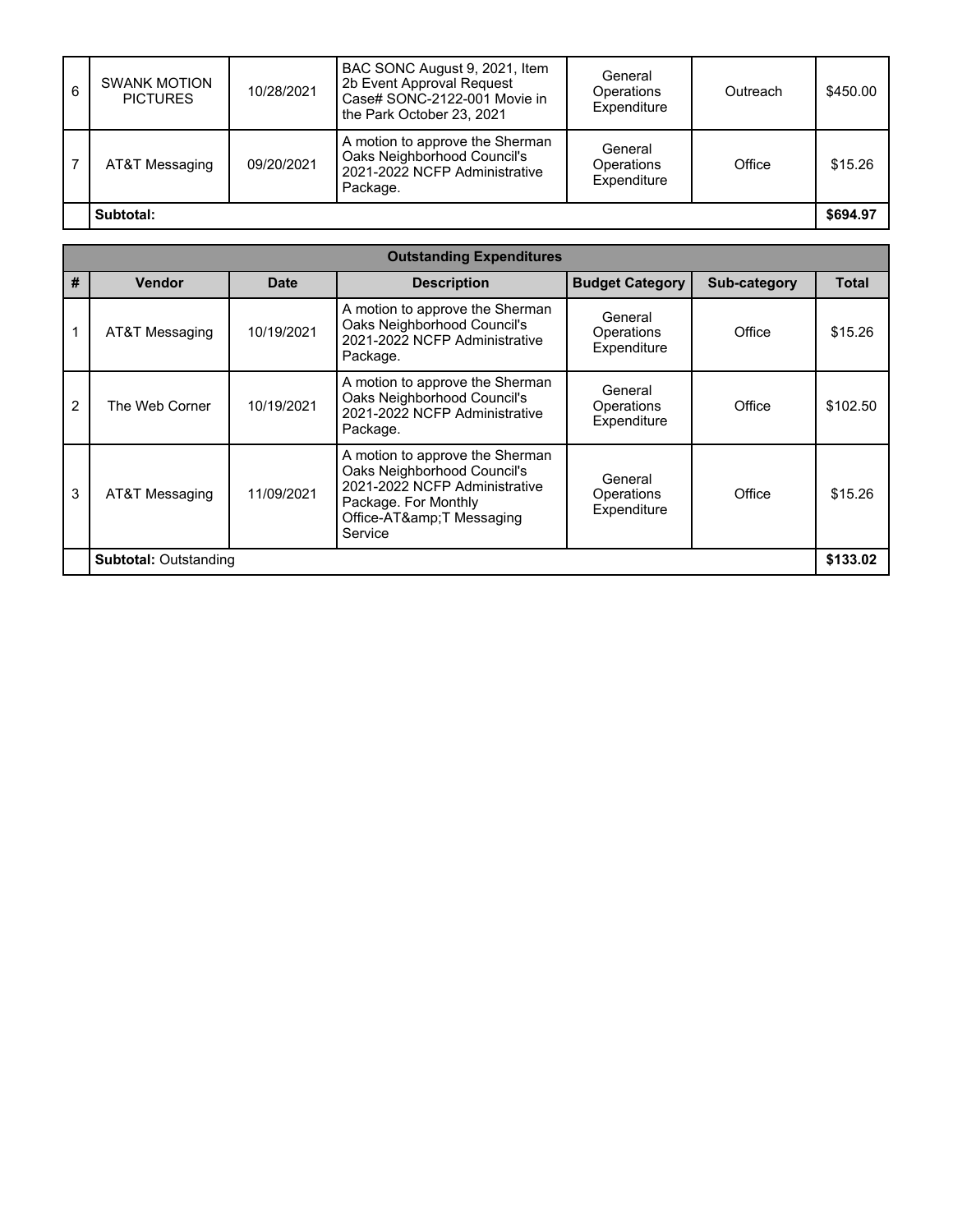| | | | | | | |
|---|---|---|---|---|---|---|
| 6 | SWANK MOTION PICTURES | 10/28/2021 | BAC SONC August 9, 2021, Item 2b Event Approval Request Case# SONC-2122-001 Movie in the Park October 23, 2021 | General Operations Expenditure | Outreach | $450.00 |
| 7 | AT&T Messaging | 09/20/2021 | A motion to approve the Sherman Oaks Neighborhood Council's 2021-2022 NCFP Administrative Package. | General Operations Expenditure | Office | $15.26 |
| | **Subtotal:** | | | | | **$694.97** |

| Outstanding Expenditures | | | | | | |
|---|---|---|---|---|---|---|
| **#** | **Vendor** | **Date** | **Description** | **Budget Category** | **Sub-category** | **Total** |
| 1 | AT&T Messaging | 10/19/2021 | A motion to approve the Sherman Oaks Neighborhood Council's 2021-2022 NCFP Administrative Package. | General Operations Expenditure | Office | $15.26 |
| 2 | The Web Corner | 10/19/2021 | A motion to approve the Sherman Oaks Neighborhood Council's 2021-2022 NCFP Administrative Package. | General Operations Expenditure | Office | $102.50 |
| 3 | AT&T Messaging | 11/09/2021 | A motion to approve the Sherman Oaks Neighborhood Council's 2021-2022 NCFP Administrative Package. For Monthly Office-AT&amp;T Messaging Service | General Operations Expenditure | Office | $15.26 |
| | **Subtotal:** Outstanding | | | | | **$133.02** |